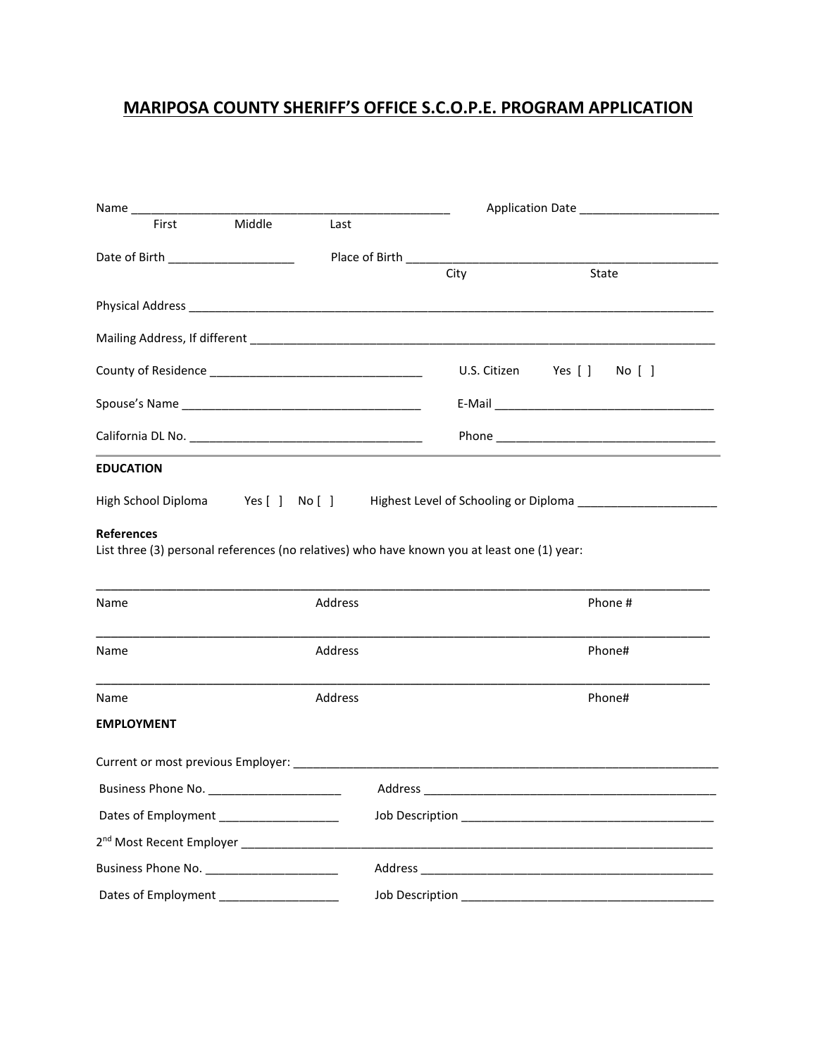# MARIPOSA COUNTY SHERIFF'S OFFICE S.C.O.P.E. PROGRAM APPLICATION

Name ________________________________________________ Application Date _____________________
First Middle Last

Date of Birth ___________________ Place of Birth ______________________________________________
City State

Physical Address ________________________________________________________________________________

Mailing Address, If different ____________________________________________________________________

County of Residence ________________________________ U.S. Citizen Yes [ ] No [ ]

Spouse's Name ____________________________________ E-Mail _________________________________

California DL No. __________________________________ Phone _________________________________

**EDUCATION**

High School Diploma Yes [ ] No [ ] Highest Level of Schooling or Diploma _____________________

**References**

List three (3) personal references (no relatives) who have known you at least one (1) year:

_____________________________________________________________________________________________

Name Address Phone #

_____________________________________________________________________________________________

Name Address Phone#

_____________________________________________________________________________________________

Name Address Phone#

**EMPLOYMENT**

Current or most previous Employer: _____________________________________________________________

Business Phone No. ____________________ Address ____________________________________________

Dates of Employment __________________ Job Description ______________________________________

2nd Most Recent Employer ______________________________________________________________________

Business Phone No. ____________________ Address ____________________________________________

Dates of Employment __________________ Job Description ______________________________________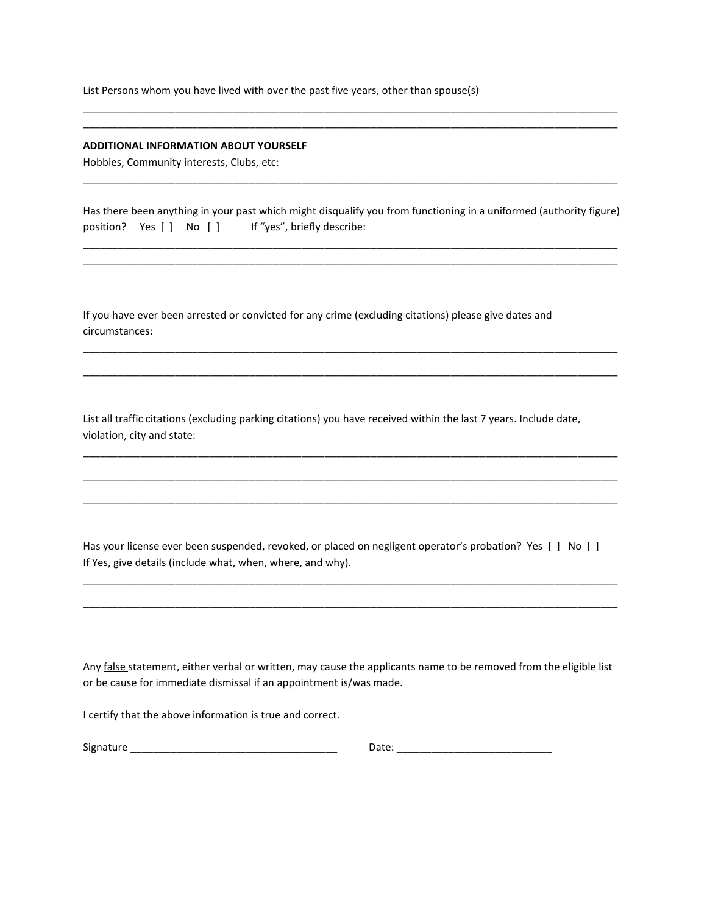List Persons whom you have lived with over the past five years, other than spouse(s)

_______________________________________________________________________________________________

_______________________________________________________________________________________________

**ADDITIONAL INFORMATION ABOUT YOURSELF**

Hobbies, Community interests, Clubs, etc:

_______________________________________________________________________________________________

Has there been anything in your past which might disqualify you from functioning in a uniformed (authority figure) position? Yes [ ] No [ ] If "yes", briefly describe:

_______________________________________________________________________________________________

_______________________________________________________________________________________________

If you have ever been arrested or convicted for any crime (excluding citations) please give dates and circumstances:

_______________________________________________________________________________________________

_______________________________________________________________________________________________

List all traffic citations (excluding parking citations) you have received within the last 7 years. Include date, violation, city and state:

_______________________________________________________________________________________________

_______________________________________________________________________________________________

_______________________________________________________________________________________________

Has your license ever been suspended, revoked, or placed on negligent operator's probation? Yes [ ] No [ ]
If Yes, give details (include what, when, where, and why).

_______________________________________________________________________________________________

_______________________________________________________________________________________________

Any <u>false</u> statement, either verbal or written, may cause the applicants name to be removed from the eligible list or be cause for immediate dismissal if an appointment is/was made.

I certify that the above information is true and correct.

Signature ____________________________________ Date: ___________________________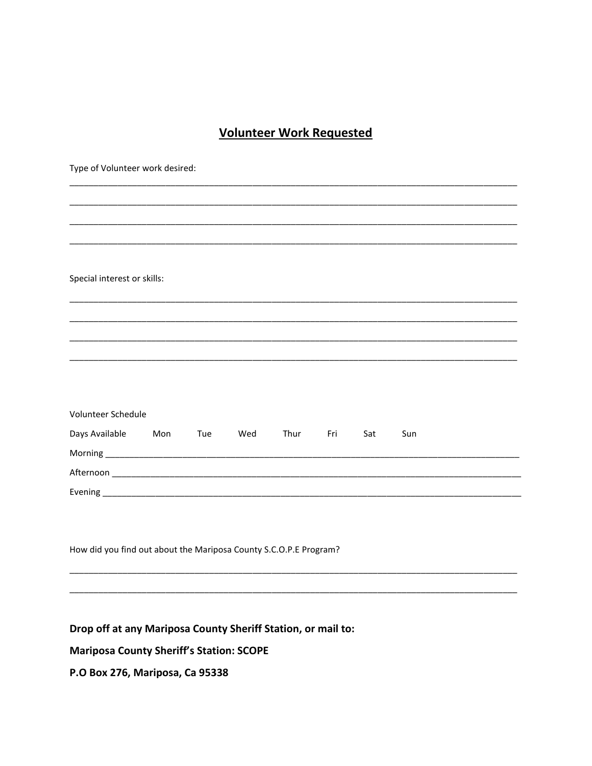# <u>Volunteer Work Requested</u>

Type of Volunteer work desired:

_______________________________________________________________________________________

_______________________________________________________________________________________

_______________________________________________________________________________________

_______________________________________________________________________________________

Special interest or skills:

_______________________________________________________________________________________

_______________________________________________________________________________________

_______________________________________________________________________________________

_______________________________________________________________________________________

Volunteer Schedule

Days Available Mon Tue Wed Thur Fri Sat Sun

Morning ________________________________________________________________________________

Afternoon ______________________________________________________________________________

Evening ________________________________________________________________________________

How did you find out about the Mariposa County S.C.O.P.E Program?

_______________________________________________________________________________________

_______________________________________________________________________________________

**Drop off at any Mariposa County Sheriff Station, or mail to:**

**Mariposa County Sheriff's Station: SCOPE**

**P.O Box 276, Mariposa, Ca 95338**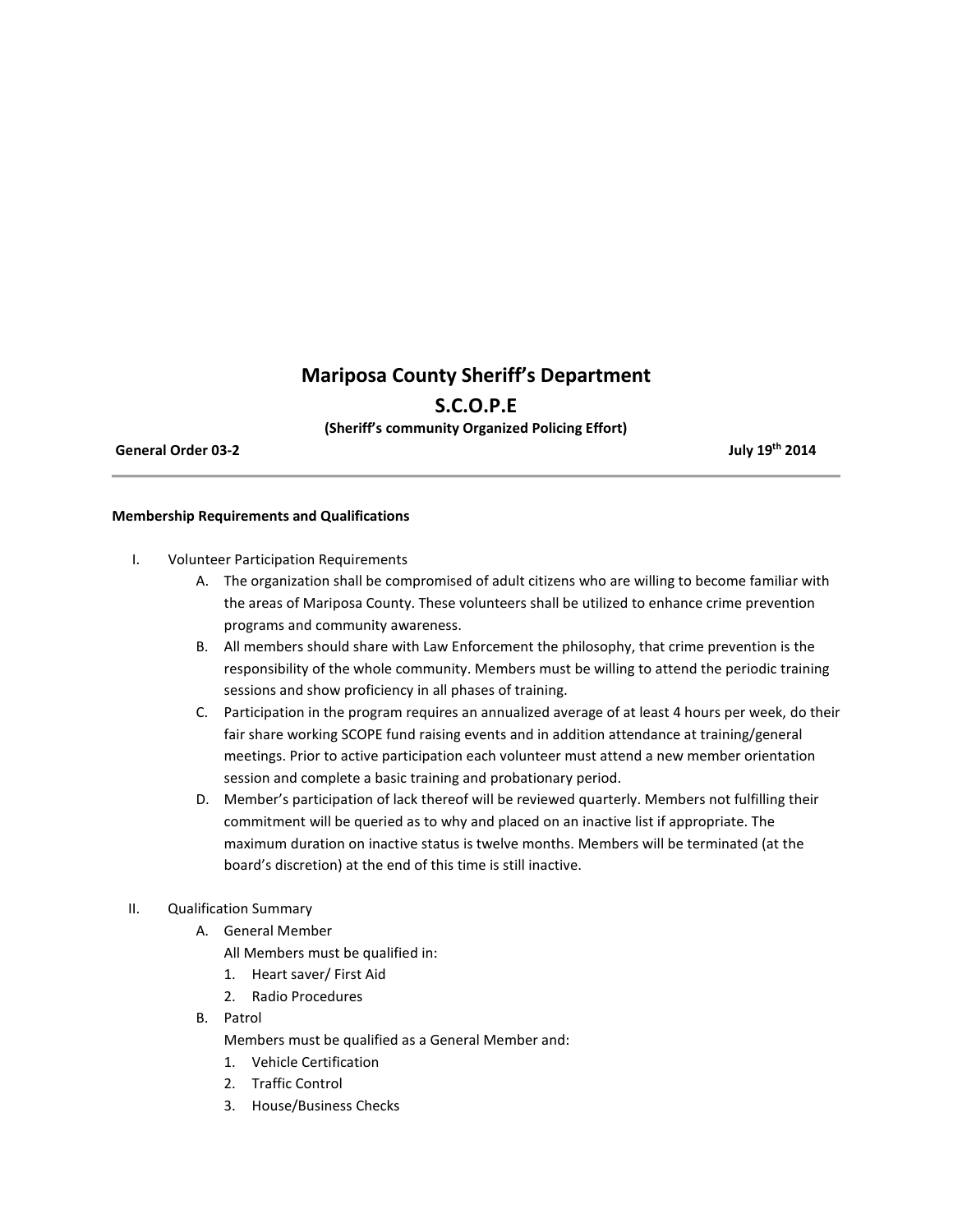# Mariposa County Sheriff's Department

## S.C.O.P.E

**(Sheriff's community Organized Policing Effort)**

**General Order 03-2** **July 19th 2014**

---

**Membership Requirements and Qualifications**

I. Volunteer Participation Requirements
   A. The organization shall be compromised of adult citizens who are willing to become familiar with the areas of Mariposa County. These volunteers shall be utilized to enhance crime prevention programs and community awareness.
   B. All members should share with Law Enforcement the philosophy, that crime prevention is the responsibility of the whole community. Members must be willing to attend the periodic training sessions and show proficiency in all phases of training.
   C. Participation in the program requires an annualized average of at least 4 hours per week, do their fair share working SCOPE fund raising events and in addition attendance at training/general meetings. Prior to active participation each volunteer must attend a new member orientation session and complete a basic training and probationary period.
   D. Member's participation of lack thereof will be reviewed quarterly. Members not fulfilling their commitment will be queried as to why and placed on an inactive list if appropriate. The maximum duration on inactive status is twelve months. Members will be terminated (at the board's discretion) at the end of this time is still inactive.

II. Qualification Summary
   A. General Member
      All Members must be qualified in:
      1. Heart saver/ First Aid
      2. Radio Procedures
   B. Patrol
      Members must be qualified as a General Member and:
      1. Vehicle Certification
      2. Traffic Control
      3. House/Business Checks